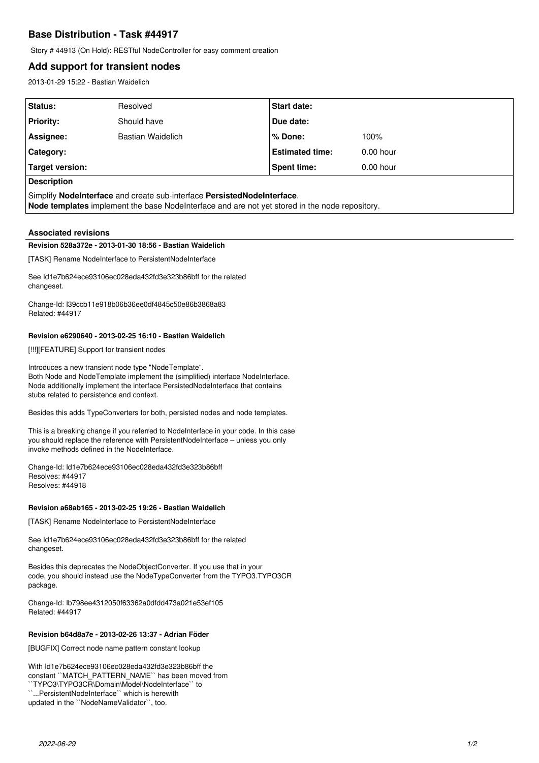# Base Distribution - Task #44917

Story # 44913 (On Hold): RESTful NodeController for easy comment creation

## Add support for transient nodes

2013-01-29 15:22 - Bastian Waidelich

| Status: | Resolved | Start date: | |
|---|---|---|---|
| Priority: | Should have | Due date: | |
| Assignee: | Bastian Waidelich | % Done: | 100% |
| Category: | | Estimated time: | 0.00 hour |
| Target version: | | Spent time: | 0.00 hour |

**Description**

Simplify **NodeInterface** and create sub-interface **PersistedNodeInterface**.
**Node templates** implement the base NodeInterface and are not yet stored in the node repository.

### Associated revisions

**Revision 528a372e - 2013-01-30 18:56 - Bastian Waidelich**

[TASK] Rename NodeInterface to PersistentNodeInterface

See Id1e7b624ece93106ec028eda432fd3e323b86bff for the related
changeset.

Change-Id: I39ccb11e918b06b36ee0df4845c50e86b3868a83
Related: #44917

**Revision e6290640 - 2013-02-25 16:10 - Bastian Waidelich**

[!!!][FEATURE] Support for transient nodes

Introduces a new transient node type "NodeTemplate".
Both Node and NodeTemplate implement the (simplified) interface NodeInterface.
Node additionally implement the interface PersistedNodeInterface that contains
stubs related to persistence and context.

Besides this adds TypeConverters for both, persisted nodes and node templates.

This is a breaking change if you referred to NodeInterface in your code. In this case
you should replace the reference with PersistentNodeInterface – unless you only
invoke methods defined in the NodeInterface.

Change-Id: Id1e7b624ece93106ec028eda432fd3e323b86bff
Resolves: #44917
Resolves: #44918

**Revision a68ab165 - 2013-02-25 19:26 - Bastian Waidelich**

[TASK] Rename NodeInterface to PersistentNodeInterface

See Id1e7b624ece93106ec028eda432fd3e323b86bff for the related
changeset.

Besides this deprecates the NodeObjectConverter. If you use that in your
code, you should instead use the NodeTypeConverter from the TYPO3.TYPO3CR
package.

Change-Id: Ib798ee4312050f63362a0dfdd473a021e53ef105
Related: #44917

**Revision b64d8a7e - 2013-02-26 13:37 - Adrian Föder**

[BUGFIX] Correct node name pattern constant lookup

With Id1e7b624ece93106ec028eda432fd3e323b86bff the
constant ``MATCH_PATTERN_NAME`` has been moved from
``TYPO3\TYPO3CR\Domain\Model\NodeInterface`` to
``...PersistentNodeInterface`` which is herewith
updated in the ``NodeNameValidator``, too.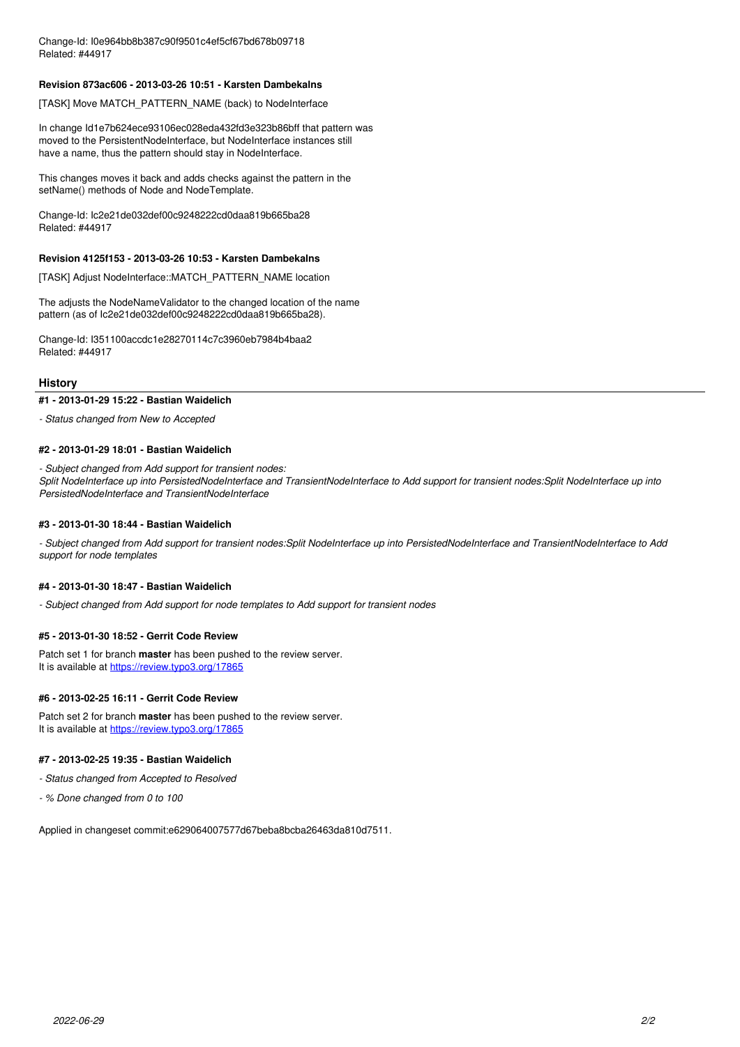Change-Id: I0e964bb8b387c90f9501c4ef5cf67bd678b09718
Related: #44917

#### Revision 873ac606 - 2013-03-26 10:51 - Karsten Dambekalns

[TASK] Move MATCH_PATTERN_NAME (back) to NodeInterface

In change Id1e7b624ece93106ec028eda432fd3e323b86bff that pattern was moved to the PersistentNodeInterface, but NodeInterface instances still have a name, thus the pattern should stay in NodeInterface.

This changes moves it back and adds checks against the pattern in the setName() methods of Node and NodeTemplate.

Change-Id: Ic2e21de032def00c9248222cd0daa819b665ba28
Related: #44917

#### Revision 4125f153 - 2013-03-26 10:53 - Karsten Dambekalns

[TASK] Adjust NodeInterface::MATCH_PATTERN_NAME location

The adjusts the NodeNameValidator to the changed location of the name pattern (as of Ic2e21de032def00c9248222cd0daa819b665ba28).

Change-Id: I351100accdc1e28270114c7c3960eb7984b4baa2
Related: #44917

## History

#### #1 - 2013-01-29 15:22 - Bastian Waidelich

*- Status changed from New to Accepted*

#### #2 - 2013-01-29 18:01 - Bastian Waidelich

*- Subject changed from Add support for transient nodes:
Split NodeInterface up into PersistedNodeInterface and TransientNodeInterface to Add support for transient nodes:Split NodeInterface up into PersistedNodeInterface and TransientNodeInterface*

#### #3 - 2013-01-30 18:44 - Bastian Waidelich

*- Subject changed from Add support for transient nodes:Split NodeInterface up into PersistedNodeInterface and TransientNodeInterface to Add support for node templates*

#### #4 - 2013-01-30 18:47 - Bastian Waidelich

*- Subject changed from Add support for node templates to Add support for transient nodes*

#### #5 - 2013-01-30 18:52 - Gerrit Code Review

Patch set 1 for branch **master** has been pushed to the review server.
It is available at https://review.typo3.org/17865

#### #6 - 2013-02-25 16:11 - Gerrit Code Review

Patch set 2 for branch **master** has been pushed to the review server.
It is available at https://review.typo3.org/17865

#### #7 - 2013-02-25 19:35 - Bastian Waidelich

*- Status changed from Accepted to Resolved*

*- % Done changed from 0 to 100*

Applied in changeset commit:e629064007577d67beba8bcba26463da810d7511.